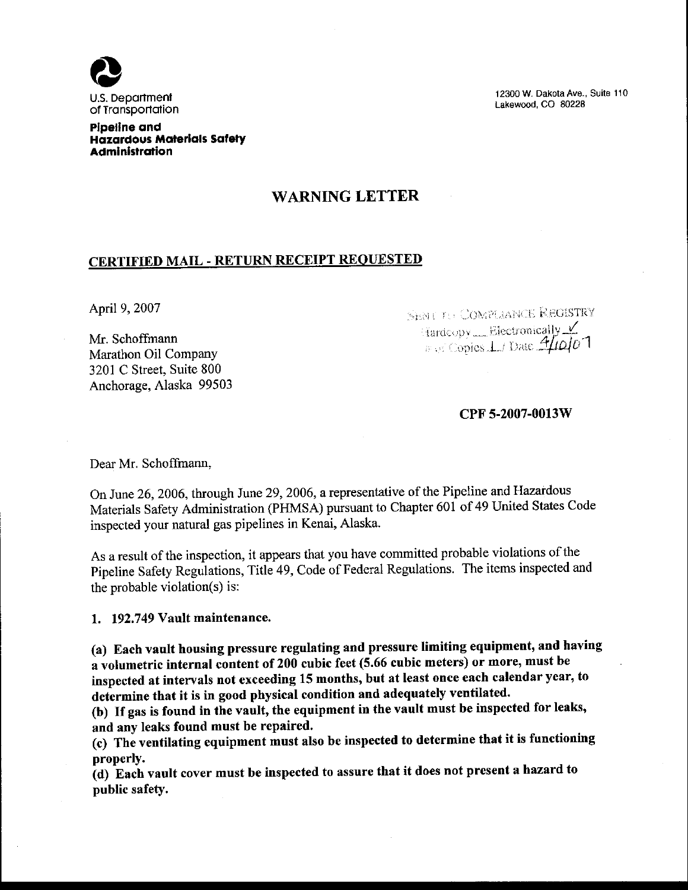U.S. Department of Transportation

**Pipeline and Hazardous Materials Safety Administration**

12300 W. Dakota Ave., Suite 110
Lakewood, CO 80228

# WARNING LETTER

## CERTIFIED MAIL - RETURN RECEIPT REQUESTED

April 9, 2007

SENT TO COMPLIANCE REGISTRY
Hardcopy ___ Electronically ✓
# of Copies 1 / Date 4/10/07

Mr. Schoffmann
Marathon Oil Company
3201 C Street, Suite 800
Anchorage, Alaska 99503

**CPF 5-2007-0013W**

Dear Mr. Schoffmann,

On June 26, 2006, through June 29, 2006, a representative of the Pipeline and Hazardous Materials Safety Administration (PHMSA) pursuant to Chapter 601 of 49 United States Code inspected your natural gas pipelines in Kenai, Alaska.

As a result of the inspection, it appears that you have committed probable violations of the Pipeline Safety Regulations, Title 49, Code of Federal Regulations. The items inspected and the probable violation(s) is:

**1. 192.749 Vault maintenance.**

**(a) Each vault housing pressure regulating and pressure limiting equipment, and having a volumetric internal content of 200 cubic feet (5.66 cubic meters) or more, must be inspected at intervals not exceeding 15 months, but at least once each calendar year, to determine that it is in good physical condition and adequately ventilated.**
**(b) If gas is found in the vault, the equipment in the vault must be inspected for leaks, and any leaks found must be repaired.**
**(c) The ventilating equipment must also be inspected to determine that it is functioning properly.**
**(d) Each vault cover must be inspected to assure that it does not present a hazard to public safety.**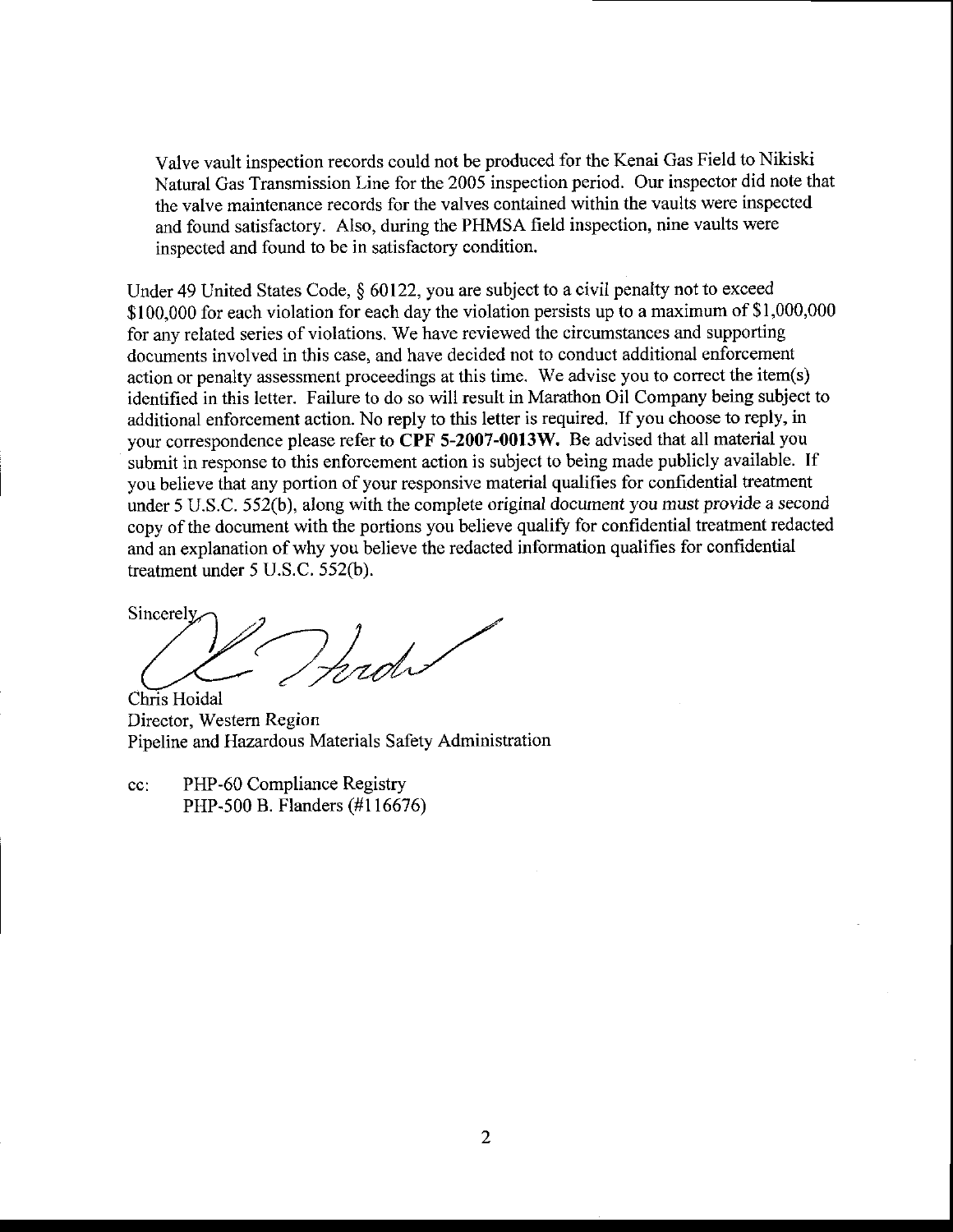Valve vault inspection records could not be produced for the Kenai Gas Field to Nikiski Natural Gas Transmission Line for the 2005 inspection period. Our inspector did note that the valve maintenance records for the valves contained within the vaults were inspected and found satisfactory. Also, during the PHMSA field inspection, nine vaults were inspected and found to be in satisfactory condition.

Under 49 United States Code, § 60122, you are subject to a civil penalty not to exceed $100,000 for each violation for each day the violation persists up to a maximum of $1,000,000 for any related series of violations. We have reviewed the circumstances and supporting documents involved in this case, and have decided not to conduct additional enforcement action or penalty assessment proceedings at this time. We advise you to correct the item(s) identified in this letter. Failure to do so will result in Marathon Oil Company being subject to additional enforcement action. No reply to this letter is required. If you choose to reply, in your correspondence please refer to **CPF 5-2007-0013W.** Be advised that all material you submit in response to this enforcement action is subject to being made publicly available. If you believe that any portion of your responsive material qualifies for confidential treatment under 5 U.S.C. 552(b), along with the complete original document you must provide a second copy of the document with the portions you believe qualify for confidential treatment redacted and an explanation of why you believe the redacted information qualifies for confidential treatment under 5 U.S.C. 552(b).

Sincerely,

Chris Hoidal
Director, Western Region
Pipeline and Hazardous Materials Safety Administration

cc: PHP-60 Compliance Registry
PHP-500 B. Flanders (#116676)